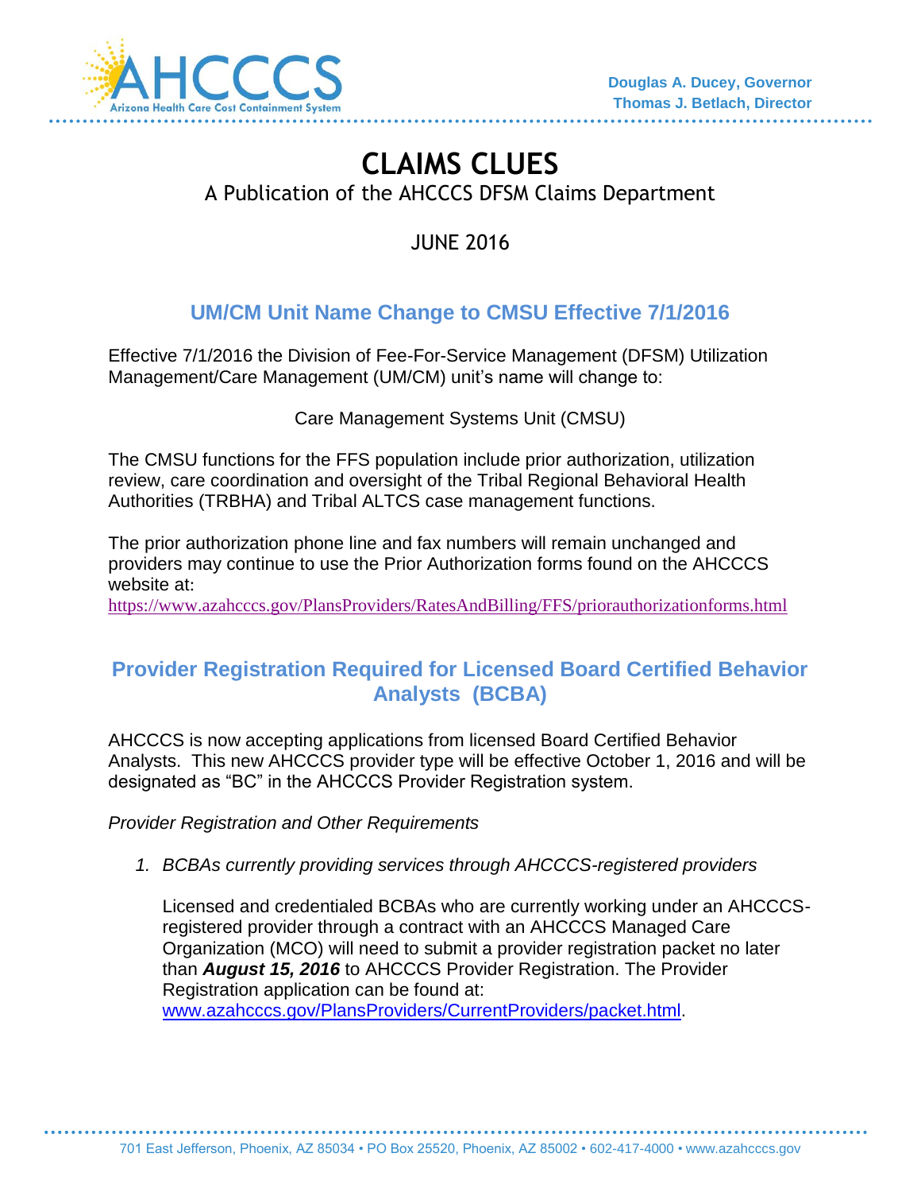Douglas A. Ducey, Governor
Thomas J. Betlach, Director

# CLAIMS CLUES

A Publication of the AHCCCS DFSM Claims Department

JUNE 2016

## UM/CM Unit Name Change to CMSU Effective 7/1/2016

Effective 7/1/2016 the Division of Fee-For-Service Management (DFSM) Utilization Management/Care Management (UM/CM) unit's name will change to:

Care Management Systems Unit (CMSU)

The CMSU functions for the FFS population include prior authorization, utilization review, care coordination and oversight of the Tribal Regional Behavioral Health Authorities (TRBHA) and Tribal ALTCS case management functions.

The prior authorization phone line and fax numbers will remain unchanged and providers may continue to use the Prior Authorization forms found on the AHCCCS website at:
https://www.azahcccs.gov/PlansProviders/RatesAndBilling/FFS/priorauthorizationforms.html

## Provider Registration Required for Licensed Board Certified Behavior Analysts (BCBA)

AHCCCS is now accepting applications from licensed Board Certified Behavior Analysts. This new AHCCCS provider type will be effective October 1, 2016 and will be designated as "BC" in the AHCCCS Provider Registration system.

*Provider Registration and Other Requirements*

1. *BCBAs currently providing services through AHCCCS-registered providers*

   Licensed and credentialed BCBAs who are currently working under an AHCCCS-registered provider through a contract with an AHCCCS Managed Care Organization (MCO) will need to submit a provider registration packet no later than ***August 15, 2016*** to AHCCCS Provider Registration. The Provider Registration application can be found at:
   www.azahcccs.gov/PlansProviders/CurrentProviders/packet.html.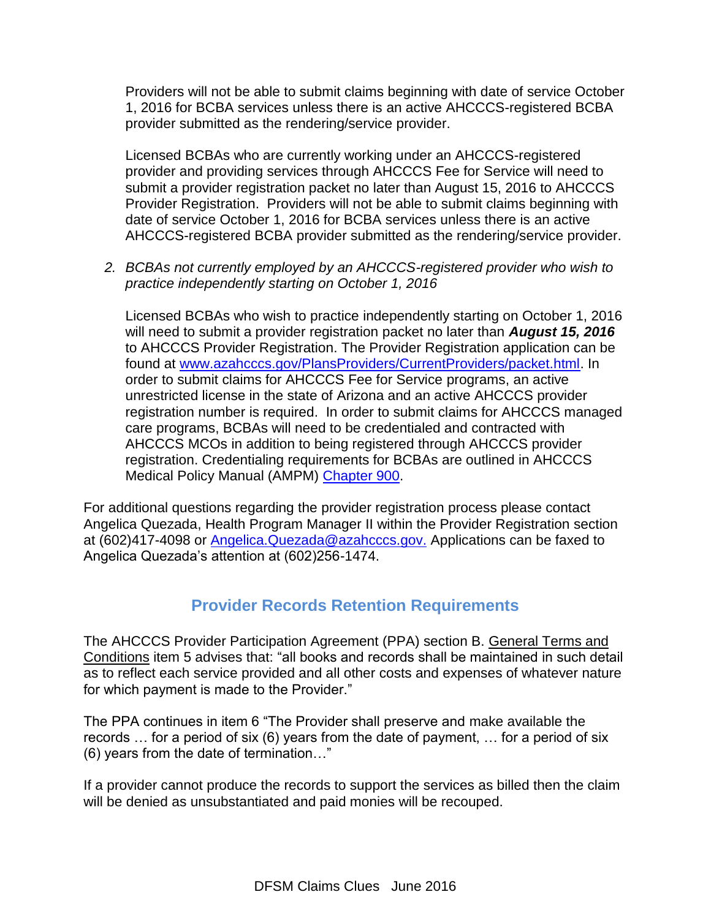Providers will not be able to submit claims beginning with date of service October 1, 2016 for BCBA services unless there is an active AHCCCS-registered BCBA provider submitted as the rendering/service provider.

Licensed BCBAs who are currently working under an AHCCCS-registered provider and providing services through AHCCCS Fee for Service will need to submit a provider registration packet no later than August 15, 2016 to AHCCCS Provider Registration. Providers will not be able to submit claims beginning with date of service October 1, 2016 for BCBA services unless there is an active AHCCCS-registered BCBA provider submitted as the rendering/service provider.

2. *BCBAs not currently employed by an AHCCCS-registered provider who wish to practice independently starting on October 1, 2016*

   Licensed BCBAs who wish to practice independently starting on October 1, 2016 will need to submit a provider registration packet no later than ***August 15, 2016*** to AHCCCS Provider Registration. The Provider Registration application can be found at [www.azahcccs.gov/PlansProviders/CurrentProviders/packet.html](www.azahcccs.gov/PlansProviders/CurrentProviders/packet.html). In order to submit claims for AHCCCS Fee for Service programs, an active unrestricted license in the state of Arizona and an active AHCCCS provider registration number is required. In order to submit claims for AHCCCS managed care programs, BCBAs will need to be credentialed and contracted with AHCCCS MCOs in addition to being registered through AHCCCS provider registration. Credentialing requirements for BCBAs are outlined in AHCCCS Medical Policy Manual (AMPM) Chapter 900.

For additional questions regarding the provider registration process please contact Angelica Quezada, Health Program Manager II within the Provider Registration section at (602)417-4098 or Angelica.Quezada@azahcccs.gov. Applications can be faxed to Angelica Quezada's attention at (602)256-1474.

## Provider Records Retention Requirements

The AHCCCS Provider Participation Agreement (PPA) section B. General Terms and Conditions item 5 advises that: "all books and records shall be maintained in such detail as to reflect each service provided and all other costs and expenses of whatever nature for which payment is made to the Provider."

The PPA continues in item 6 "The Provider shall preserve and make available the records … for a period of six (6) years from the date of payment, … for a period of six (6) years from the date of termination…"

If a provider cannot produce the records to support the services as billed then the claim will be denied as unsubstantiated and paid monies will be recouped.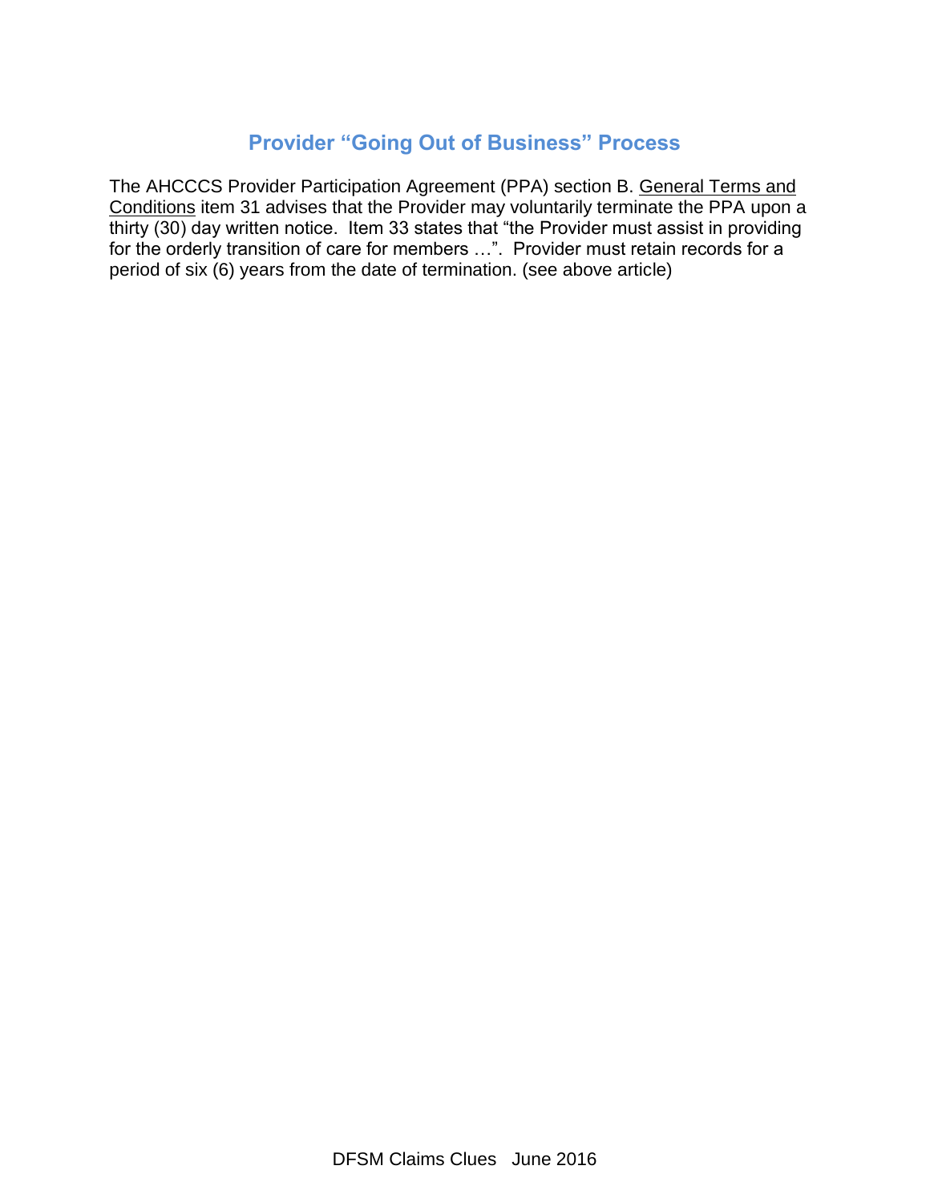## Provider "Going Out of Business" Process

The AHCCCS Provider Participation Agreement (PPA) section B. General Terms and Conditions item 31 advises that the Provider may voluntarily terminate the PPA upon a thirty (30) day written notice. Item 33 states that "the Provider must assist in providing for the orderly transition of care for members …". Provider must retain records for a period of six (6) years from the date of termination. (see above article)